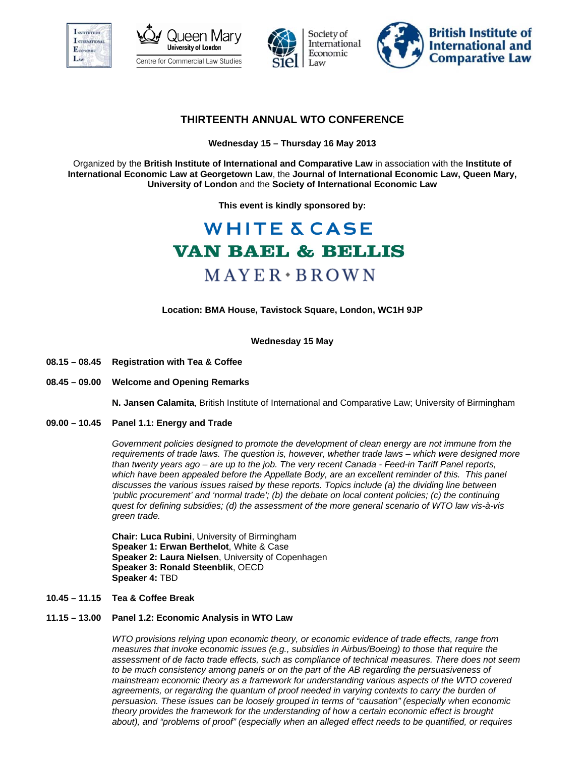# THIRTEENTH ANNUAL WTO CONFERENCE

**Wednesday 15 – Thursday 16 May 2013**

Organized by the **British Institute of International and Comparative Law** in association with the **Institute of International Economic Law at Georgetown Law**, the **Journal of International Economic Law, Queen Mary, University of London** and the **Society of International Economic Law**

**This event is kindly sponsored by:**

WHITE & CASE

VAN BAEL & BELLIS

MAYER • BROWN

**Location: BMA House, Tavistock Square, London, WC1H 9JP**

## Wednesday 15 May

**08.15 – 08.45 Registration with Tea & Coffee**

**08.45 – 09.00 Welcome and Opening Remarks**

**N. Jansen Calamita**, British Institute of International and Comparative Law; University of Birmingham

**09.00 – 10.45 Panel 1.1: Energy and Trade**

*Government policies designed to promote the development of clean energy are not immune from the requirements of trade laws. The question is, however, whether trade laws – which were designed more than twenty years ago – are up to the job. The very recent Canada - Feed-in Tariff Panel reports, which have been appealed before the Appellate Body, are an excellent reminder of this. This panel discusses the various issues raised by these reports. Topics include (a) the dividing line between 'public procurement' and 'normal trade'; (b) the debate on local content policies; (c) the continuing quest for defining subsidies; (d) the assessment of the more general scenario of WTO law vis-à-vis green trade.*

**Chair: Luca Rubini**, University of Birmingham
**Speaker 1: Erwan Berthelot**, White & Case
**Speaker 2: Laura Nielsen**, University of Copenhagen
**Speaker 3: Ronald Steenblik**, OECD
**Speaker 4:** TBD

**10.45 – 11.15 Tea & Coffee Break**

**11.15 – 13.00 Panel 1.2: Economic Analysis in WTO Law**

*WTO provisions relying upon economic theory, or economic evidence of trade effects, range from measures that invoke economic issues (e.g., subsidies in Airbus/Boeing) to those that require the assessment of de facto trade effects, such as compliance of technical measures. There does not seem to be much consistency among panels or on the part of the AB regarding the persuasiveness of mainstream economic theory as a framework for understanding various aspects of the WTO covered agreements, or regarding the quantum of proof needed in varying contexts to carry the burden of persuasion. These issues can be loosely grouped in terms of "causation" (especially when economic theory provides the framework for the understanding of how a certain economic effect is brought about), and "problems of proof" (especially when an alleged effect needs to be quantified, or requires*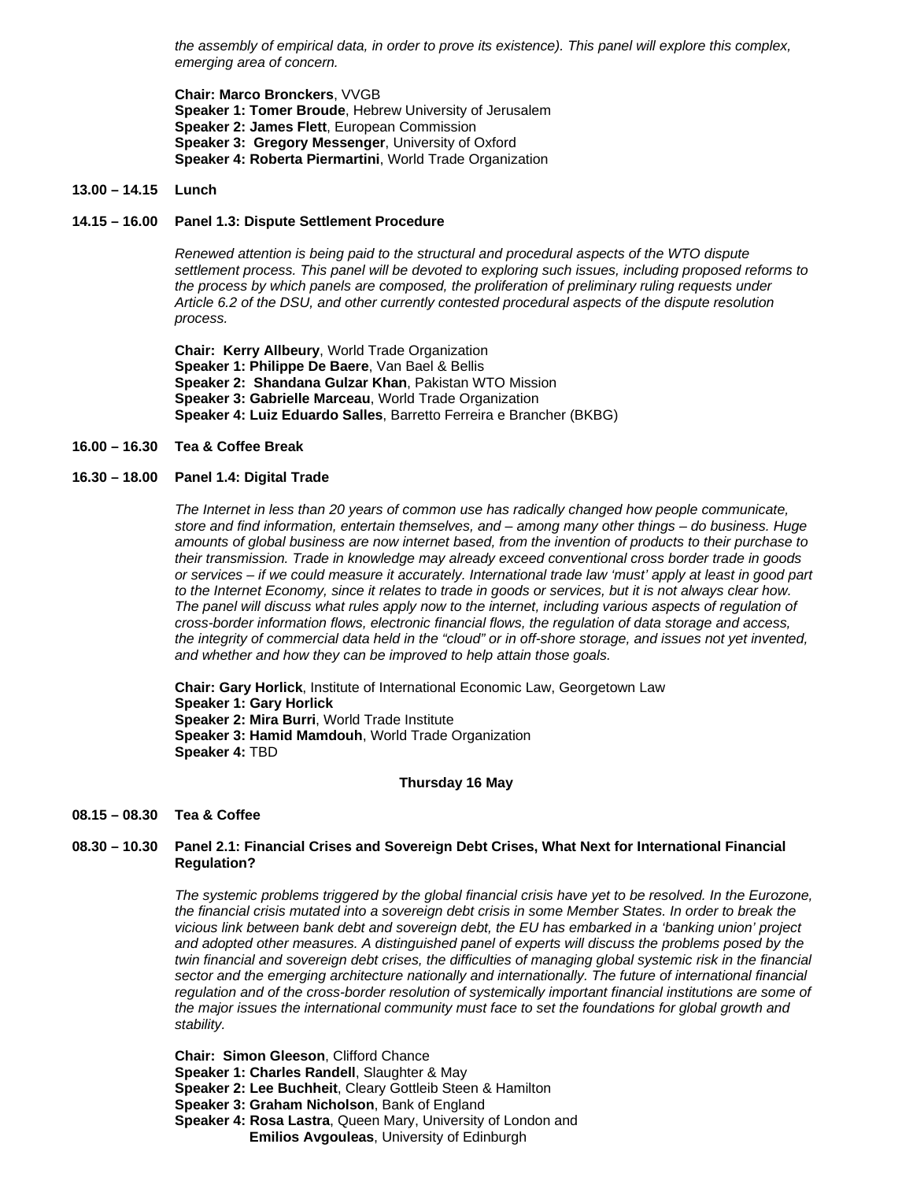*the assembly of empirical data, in order to prove its existence). This panel will explore this complex, emerging area of concern.*

**Chair: Marco Bronckers**, VVGB
**Speaker 1: Tomer Broude**, Hebrew University of Jerusalem
**Speaker 2: James Flett**, European Commission
**Speaker 3: Gregory Messenger**, University of Oxford
**Speaker 4: Roberta Piermartini**, World Trade Organization

**13.00 – 14.15 Lunch**

**14.15 – 16.00 Panel 1.3: Dispute Settlement Procedure**

*Renewed attention is being paid to the structural and procedural aspects of the WTO dispute settlement process. This panel will be devoted to exploring such issues, including proposed reforms to the process by which panels are composed, the proliferation of preliminary ruling requests under Article 6.2 of the DSU, and other currently contested procedural aspects of the dispute resolution process.*

**Chair: Kerry Allbeury**, World Trade Organization
**Speaker 1: Philippe De Baere**, Van Bael & Bellis
**Speaker 2: Shandana Gulzar Khan**, Pakistan WTO Mission
**Speaker 3: Gabrielle Marceau**, World Trade Organization
**Speaker 4: Luiz Eduardo Salles**, Barretto Ferreira e Brancher (BKBG)

**16.00 – 16.30 Tea & Coffee Break**

**16.30 – 18.00 Panel 1.4: Digital Trade**

*The Internet in less than 20 years of common use has radically changed how people communicate, store and find information, entertain themselves, and – among many other things – do business. Huge amounts of global business are now internet based, from the invention of products to their purchase to their transmission. Trade in knowledge may already exceed conventional cross border trade in goods or services – if we could measure it accurately. International trade law 'must' apply at least in good part to the Internet Economy, since it relates to trade in goods or services, but it is not always clear how. The panel will discuss what rules apply now to the internet, including various aspects of regulation of cross-border information flows, electronic financial flows, the regulation of data storage and access, the integrity of commercial data held in the "cloud" or in off-shore storage, and issues not yet invented, and whether and how they can be improved to help attain those goals.*

**Chair: Gary Horlick**, Institute of International Economic Law, Georgetown Law
**Speaker 1: Gary Horlick**
**Speaker 2: Mira Burri**, World Trade Institute
**Speaker 3: Hamid Mamdouh**, World Trade Organization
**Speaker 4:** TBD

**Thursday 16 May**

**08.15 – 08.30 Tea & Coffee**

**08.30 – 10.30 Panel 2.1: Financial Crises and Sovereign Debt Crises, What Next for International Financial Regulation?**

*The systemic problems triggered by the global financial crisis have yet to be resolved. In the Eurozone, the financial crisis mutated into a sovereign debt crisis in some Member States. In order to break the vicious link between bank debt and sovereign debt, the EU has embarked in a 'banking union' project and adopted other measures. A distinguished panel of experts will discuss the problems posed by the twin financial and sovereign debt crises, the difficulties of managing global systemic risk in the financial sector and the emerging architecture nationally and internationally. The future of international financial regulation and of the cross-border resolution of systemically important financial institutions are some of the major issues the international community must face to set the foundations for global growth and stability.*

**Chair: Simon Gleeson**, Clifford Chance
**Speaker 1: Charles Randell**, Slaughter & May
**Speaker 2: Lee Buchheit**, Cleary Gottleib Steen & Hamilton
**Speaker 3: Graham Nicholson**, Bank of England
**Speaker 4: Rosa Lastra**, Queen Mary, University of London and
**Emilios Avgouleas**, University of Edinburgh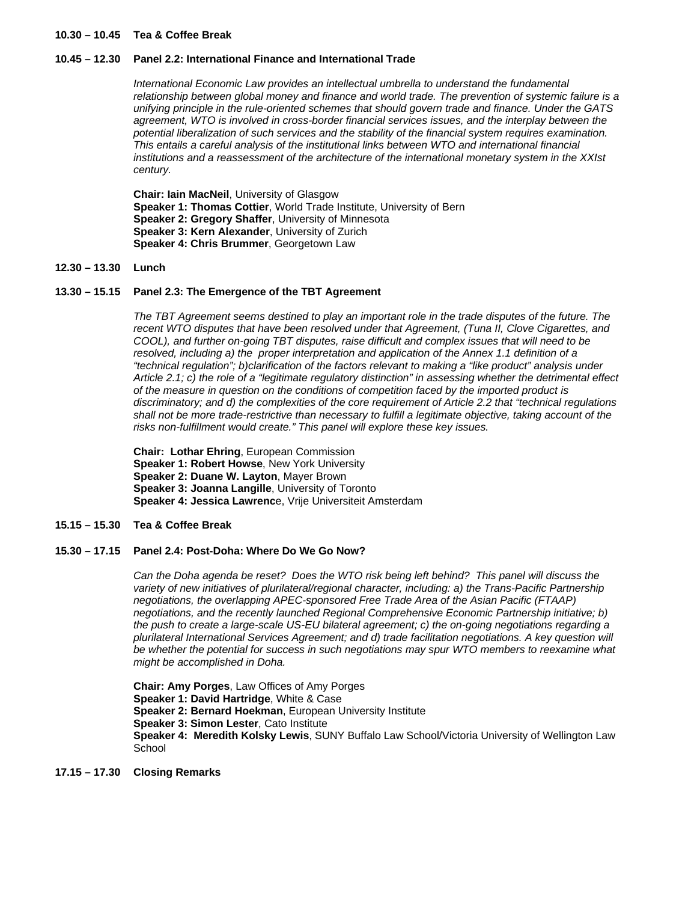**10.30 – 10.45 Tea & Coffee Break**

**10.45 – 12.30 Panel 2.2: International Finance and International Trade**

*International Economic Law provides an intellectual umbrella to understand the fundamental relationship between global money and finance and world trade. The prevention of systemic failure is a unifying principle in the rule-oriented schemes that should govern trade and finance. Under the GATS agreement, WTO is involved in cross-border financial services issues, and the interplay between the potential liberalization of such services and the stability of the financial system requires examination. This entails a careful analysis of the institutional links between WTO and international financial institutions and a reassessment of the architecture of the international monetary system in the XXIst century.*

**Chair: Iain MacNeil**, University of Glasgow
**Speaker 1: Thomas Cottier**, World Trade Institute, University of Bern
**Speaker 2: Gregory Shaffer**, University of Minnesota
**Speaker 3: Kern Alexander**, University of Zurich
**Speaker 4: Chris Brummer**, Georgetown Law

**12.30 – 13.30 Lunch**

**13.30 – 15.15 Panel 2.3: The Emergence of the TBT Agreement**

*The TBT Agreement seems destined to play an important role in the trade disputes of the future. The recent WTO disputes that have been resolved under that Agreement, (Tuna II, Clove Cigarettes, and COOL), and further on-going TBT disputes, raise difficult and complex issues that will need to be resolved, including a) the proper interpretation and application of the Annex 1.1 definition of a "technical regulation"; b)clarification of the factors relevant to making a "like product" analysis under Article 2.1; c) the role of a "legitimate regulatory distinction" in assessing whether the detrimental effect of the measure in question on the conditions of competition faced by the imported product is discriminatory; and d) the complexities of the core requirement of Article 2.2 that "technical regulations shall not be more trade-restrictive than necessary to fulfill a legitimate objective, taking account of the risks non-fulfillment would create." This panel will explore these key issues.*

**Chair: Lothar Ehring**, European Commission
**Speaker 1: Robert Howse**, New York University
**Speaker 2: Duane W. Layton**, Mayer Brown
**Speaker 3: Joanna Langille**, University of Toronto
**Speaker 4: Jessica Lawrenc**e, Vrije Universiteit Amsterdam

**15.15 – 15.30 Tea & Coffee Break**

**15.30 – 17.15 Panel 2.4: Post-Doha: Where Do We Go Now?**

*Can the Doha agenda be reset? Does the WTO risk being left behind? This panel will discuss the variety of new initiatives of plurilateral/regional character, including: a) the Trans-Pacific Partnership negotiations, the overlapping APEC-sponsored Free Trade Area of the Asian Pacific (FTAAP) negotiations, and the recently launched Regional Comprehensive Economic Partnership initiative; b) the push to create a large-scale US-EU bilateral agreement; c) the on-going negotiations regarding a plurilateral International Services Agreement; and d) trade facilitation negotiations. A key question will be whether the potential for success in such negotiations may spur WTO members to reexamine what might be accomplished in Doha.*

**Chair: Amy Porges**, Law Offices of Amy Porges
**Speaker 1: David Hartridge**, White & Case
**Speaker 2: Bernard Hoekman**, European University Institute
**Speaker 3: Simon Lester**, Cato Institute
**Speaker 4: Meredith Kolsky Lewis**, SUNY Buffalo Law School/Victoria University of Wellington Law School

**17.15 – 17.30 Closing Remarks**